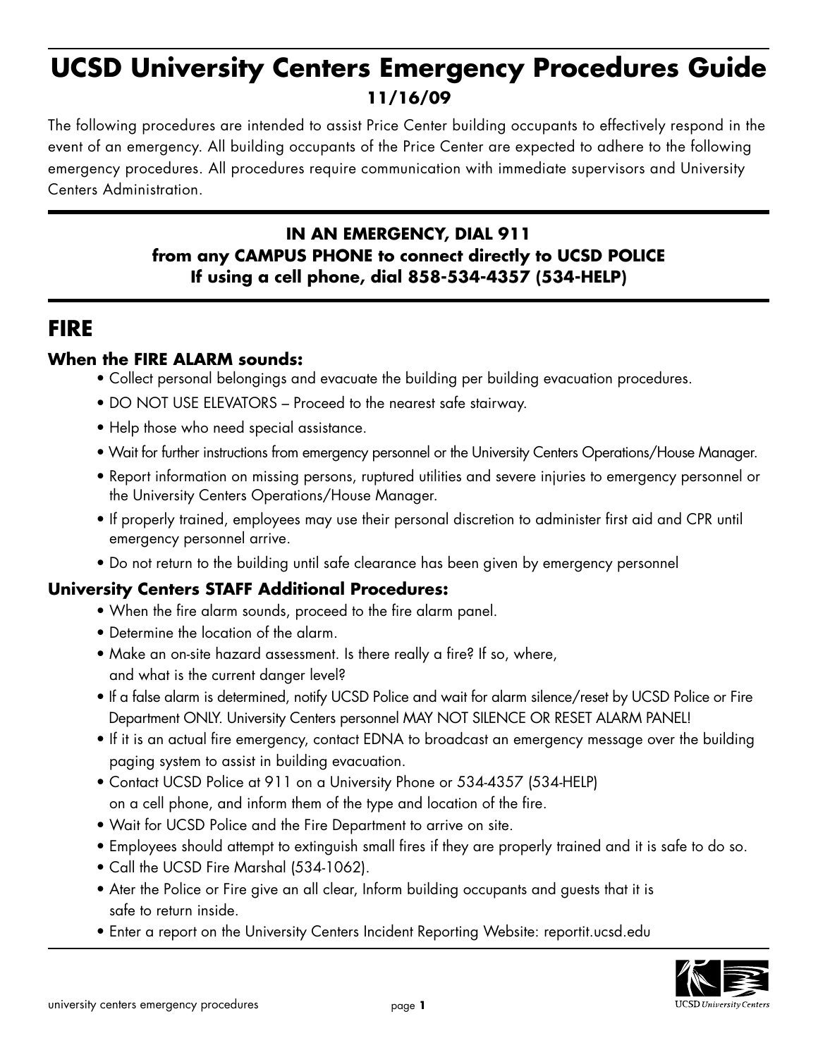# UCSD University Centers Emergency Procedures Guide

**11/16/09**

The following procedures are intended to assist Price Center building occupants to effectively respond in the event of an emergency. All building occupants of the Price Center are expected to adhere to the following emergency procedures. All procedures require communication with immediate supervisors and University Centers Administration.

**IN AN EMERGENCY, DIAL 911**
**from any CAMPUS PHONE to connect directly to UCSD POLICE**
**If using a cell phone, dial 858-534-4357 (534-HELP)**

## FIRE

### When the FIRE ALARM sounds:

- Collect personal belongings and evacuate the building per building evacuation procedures.
- DO NOT USE ELEVATORS – Proceed to the nearest safe stairway.
- Help those who need special assistance.
- Wait for further instructions from emergency personnel or the University Centers Operations/House Manager.
- Report information on missing persons, ruptured utilities and severe injuries to emergency personnel or the University Centers Operations/House Manager.
- If properly trained, employees may use their personal discretion to administer first aid and CPR until emergency personnel arrive.
- Do not return to the building until safe clearance has been given by emergency personnel

### University Centers STAFF Additional Procedures:

- When the fire alarm sounds, proceed to the fire alarm panel.
- Determine the location of the alarm.
- Make an on-site hazard assessment. Is there really a fire? If so, where, and what is the current danger level?
- If a false alarm is determined, notify UCSD Police and wait for alarm silence/reset by UCSD Police or Fire Department ONLY. University Centers personnel MAY NOT SILENCE OR RESET ALARM PANEL!
- If it is an actual fire emergency, contact EDNA to broadcast an emergency message over the building paging system to assist in building evacuation.
- Contact UCSD Police at 911 on a University Phone or 534-4357 (534-HELP) on a cell phone, and inform them of the type and location of the fire.
- Wait for UCSD Police and the Fire Department to arrive on site.
- Employees should attempt to extinguish small fires if they are properly trained and it is safe to do so.
- Call the UCSD Fire Marshal (534-1062).
- Ater the Police or Fire give an all clear, Inform building occupants and guests that it is safe to return inside.
- Enter a report on the University Centers Incident Reporting Website: reportit.ucsd.edu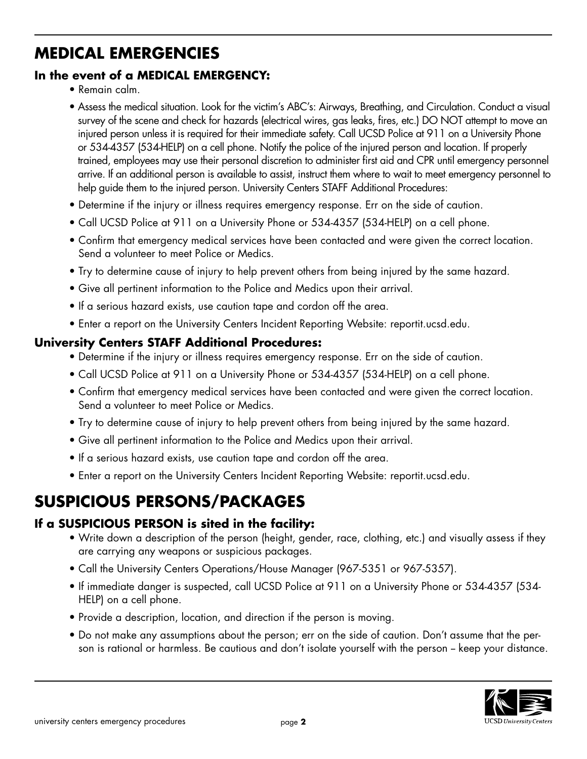## MEDICAL EMERGENCIES

### In the event of a MEDICAL EMERGENCY:

- Remain calm.
- Assess the medical situation. Look for the victim's ABC's: Airways, Breathing, and Circulation. Conduct a visual survey of the scene and check for hazards (electrical wires, gas leaks, fires, etc.) DO NOT attempt to move an injured person unless it is required for their immediate safety. Call UCSD Police at 911 on a University Phone or 534-4357 (534-HELP) on a cell phone. Notify the police of the injured person and location. If properly trained, employees may use their personal discretion to administer first aid and CPR until emergency personnel arrive. If an additional person is available to assist, instruct them where to wait to meet emergency personnel to help guide them to the injured person. University Centers STAFF Additional Procedures:
- Determine if the injury or illness requires emergency response. Err on the side of caution.
- Call UCSD Police at 911 on a University Phone or 534-4357 (534-HELP) on a cell phone.
- Confirm that emergency medical services have been contacted and were given the correct location. Send a volunteer to meet Police or Medics.
- Try to determine cause of injury to help prevent others from being injured by the same hazard.
- Give all pertinent information to the Police and Medics upon their arrival.
- If a serious hazard exists, use caution tape and cordon off the area.
- Enter a report on the University Centers Incident Reporting Website: reportit.ucsd.edu.

### University Centers STAFF Additional Procedures:

- Determine if the injury or illness requires emergency response. Err on the side of caution.
- Call UCSD Police at 911 on a University Phone or 534-4357 (534-HELP) on a cell phone.
- Confirm that emergency medical services have been contacted and were given the correct location. Send a volunteer to meet Police or Medics.
- Try to determine cause of injury to help prevent others from being injured by the same hazard.
- Give all pertinent information to the Police and Medics upon their arrival.
- If a serious hazard exists, use caution tape and cordon off the area.
- Enter a report on the University Centers Incident Reporting Website: reportit.ucsd.edu.

## SUSPICIOUS PERSONS/PACKAGES

### If a SUSPICIOUS PERSON is sited in the facility:

- Write down a description of the person (height, gender, race, clothing, etc.) and visually assess if they are carrying any weapons or suspicious packages.
- Call the University Centers Operations/House Manager (967-5351 or 967-5357).
- If immediate danger is suspected, call UCSD Police at 911 on a University Phone or 534-4357 (534-HELP) on a cell phone.
- Provide a description, location, and direction if the person is moving.
- Do not make any assumptions about the person; err on the side of caution. Don't assume that the person is rational or harmless. Be cautious and don't isolate yourself with the person – keep your distance.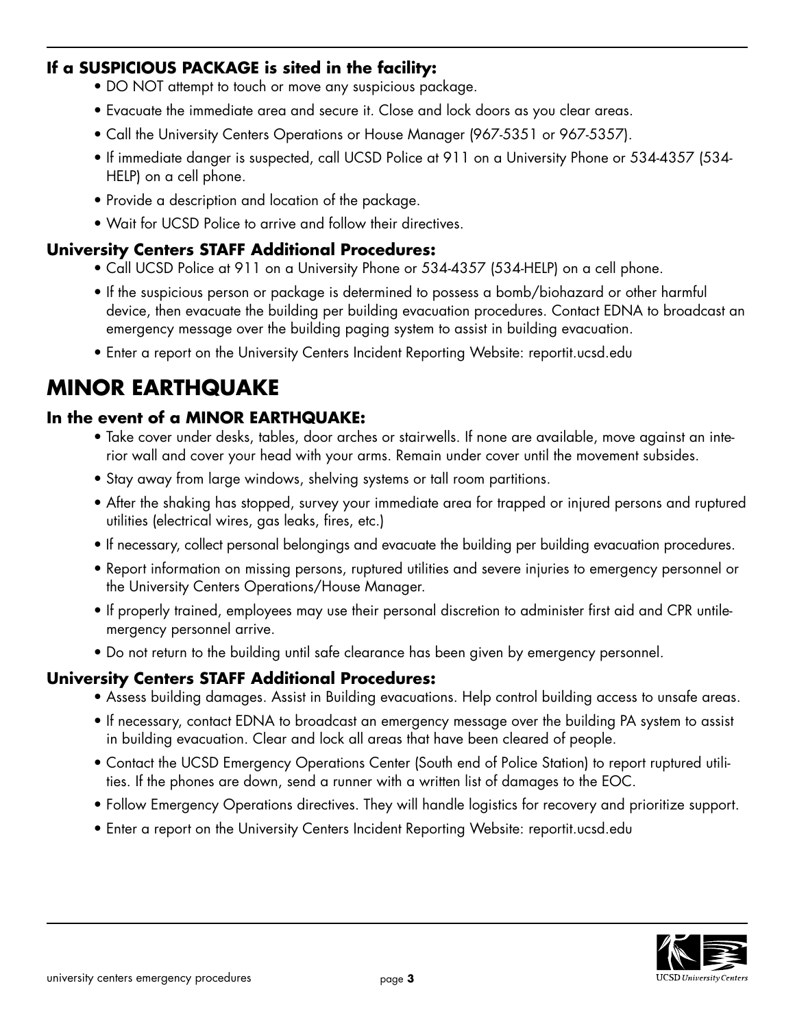### If a SUSPICIOUS PACKAGE is sited in the facility:

- DO NOT attempt to touch or move any suspicious package.
- Evacuate the immediate area and secure it. Close and lock doors as you clear areas.
- Call the University Centers Operations or House Manager (967-5351 or 967-5357).
- If immediate danger is suspected, call UCSD Police at 911 on a University Phone or 534-4357 (534-HELP) on a cell phone.
- Provide a description and location of the package.
- Wait for UCSD Police to arrive and follow their directives.

### University Centers STAFF Additional Procedures:

- Call UCSD Police at 911 on a University Phone or 534-4357 (534-HELP) on a cell phone.
- If the suspicious person or package is determined to possess a bomb/biohazard or other harmful device, then evacuate the building per building evacuation procedures. Contact EDNA to broadcast an emergency message over the building paging system to assist in building evacuation.
- Enter a report on the University Centers Incident Reporting Website: reportit.ucsd.edu

## MINOR EARTHQUAKE

### In the event of a MINOR EARTHQUAKE:

- Take cover under desks, tables, door arches or stairwells. If none are available, move against an interior wall and cover your head with your arms. Remain under cover until the movement subsides.
- Stay away from large windows, shelving systems or tall room partitions.
- After the shaking has stopped, survey your immediate area for trapped or injured persons and ruptured utilities (electrical wires, gas leaks, fires, etc.)
- If necessary, collect personal belongings and evacuate the building per building evacuation procedures.
- Report information on missing persons, ruptured utilities and severe injuries to emergency personnel or the University Centers Operations/House Manager.
- If properly trained, employees may use their personal discretion to administer first aid and CPR untilemergency personnel arrive.
- Do not return to the building until safe clearance has been given by emergency personnel.

### University Centers STAFF Additional Procedures:

- Assess building damages. Assist in Building evacuations. Help control building access to unsafe areas.
- If necessary, contact EDNA to broadcast an emergency message over the building PA system to assist in building evacuation. Clear and lock all areas that have been cleared of people.
- Contact the UCSD Emergency Operations Center (South end of Police Station) to report ruptured utilities. If the phones are down, send a runner with a written list of damages to the EOC.
- Follow Emergency Operations directives. They will handle logistics for recovery and prioritize support.
- Enter a report on the University Centers Incident Reporting Website: reportit.ucsd.edu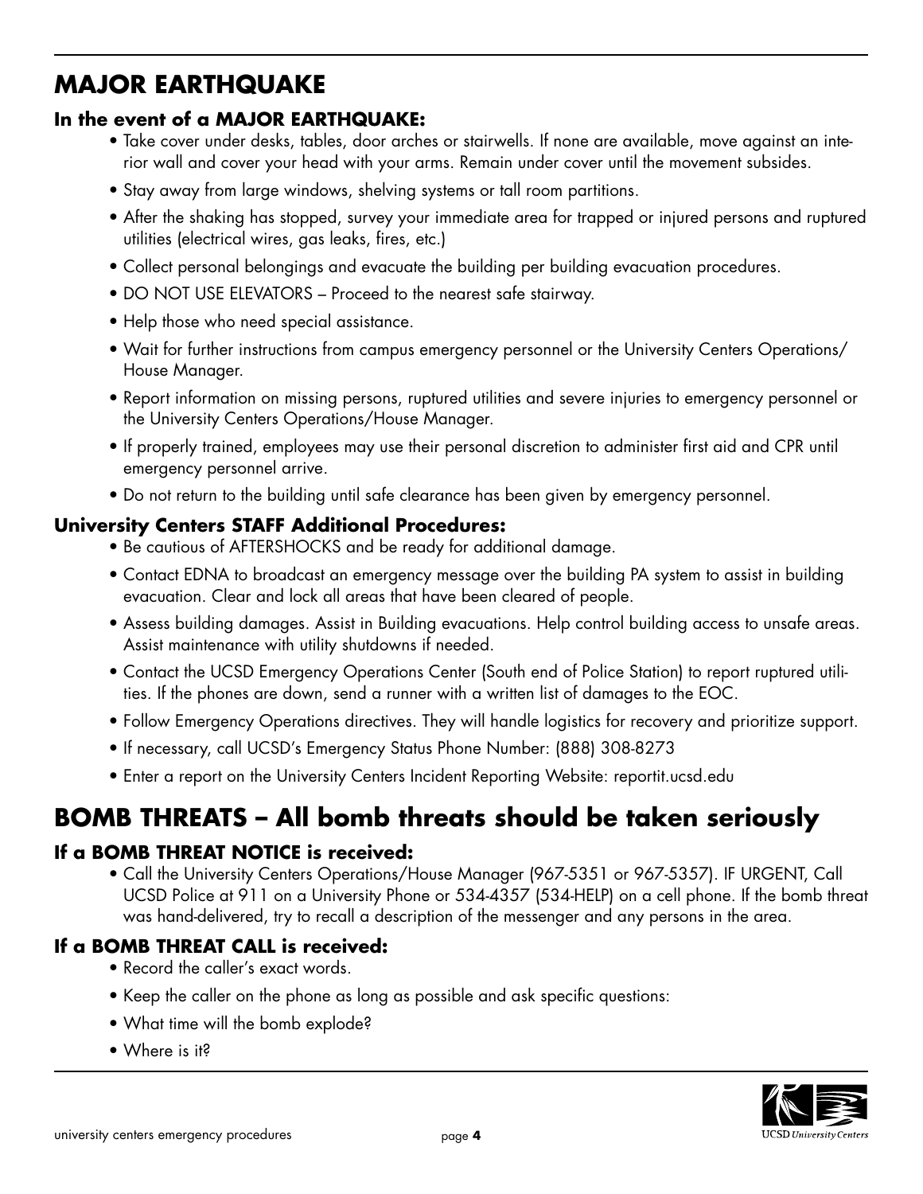## MAJOR EARTHQUAKE

### In the event of a MAJOR EARTHQUAKE:

- Take cover under desks, tables, door arches or stairwells. If none are available, move against an interior wall and cover your head with your arms. Remain under cover until the movement subsides.
- Stay away from large windows, shelving systems or tall room partitions.
- After the shaking has stopped, survey your immediate area for trapped or injured persons and ruptured utilities (electrical wires, gas leaks, fires, etc.)
- Collect personal belongings and evacuate the building per building evacuation procedures.
- DO NOT USE ELEVATORS – Proceed to the nearest safe stairway.
- Help those who need special assistance.
- Wait for further instructions from campus emergency personnel or the University Centers Operations/ House Manager.
- Report information on missing persons, ruptured utilities and severe injuries to emergency personnel or the University Centers Operations/House Manager.
- If properly trained, employees may use their personal discretion to administer first aid and CPR until emergency personnel arrive.
- Do not return to the building until safe clearance has been given by emergency personnel.

### University Centers STAFF Additional Procedures:

- Be cautious of AFTERSHOCKS and be ready for additional damage.
- Contact EDNA to broadcast an emergency message over the building PA system to assist in building evacuation. Clear and lock all areas that have been cleared of people.
- Assess building damages. Assist in Building evacuations. Help control building access to unsafe areas. Assist maintenance with utility shutdowns if needed.
- Contact the UCSD Emergency Operations Center (South end of Police Station) to report ruptured utilities. If the phones are down, send a runner with a written list of damages to the EOC.
- Follow Emergency Operations directives. They will handle logistics for recovery and prioritize support.
- If necessary, call UCSD's Emergency Status Phone Number: (888) 308-8273
- Enter a report on the University Centers Incident Reporting Website: reportit.ucsd.edu

## BOMB THREATS – All bomb threats should be taken seriously

### If a BOMB THREAT NOTICE is received:

- Call the University Centers Operations/House Manager (967-5351 or 967-5357). IF URGENT, Call UCSD Police at 911 on a University Phone or 534-4357 (534-HELP) on a cell phone. If the bomb threat was hand-delivered, try to recall a description of the messenger and any persons in the area.

### If a BOMB THREAT CALL is received:

- Record the caller's exact words.
- Keep the caller on the phone as long as possible and ask specific questions:
- What time will the bomb explode?
- Where is it?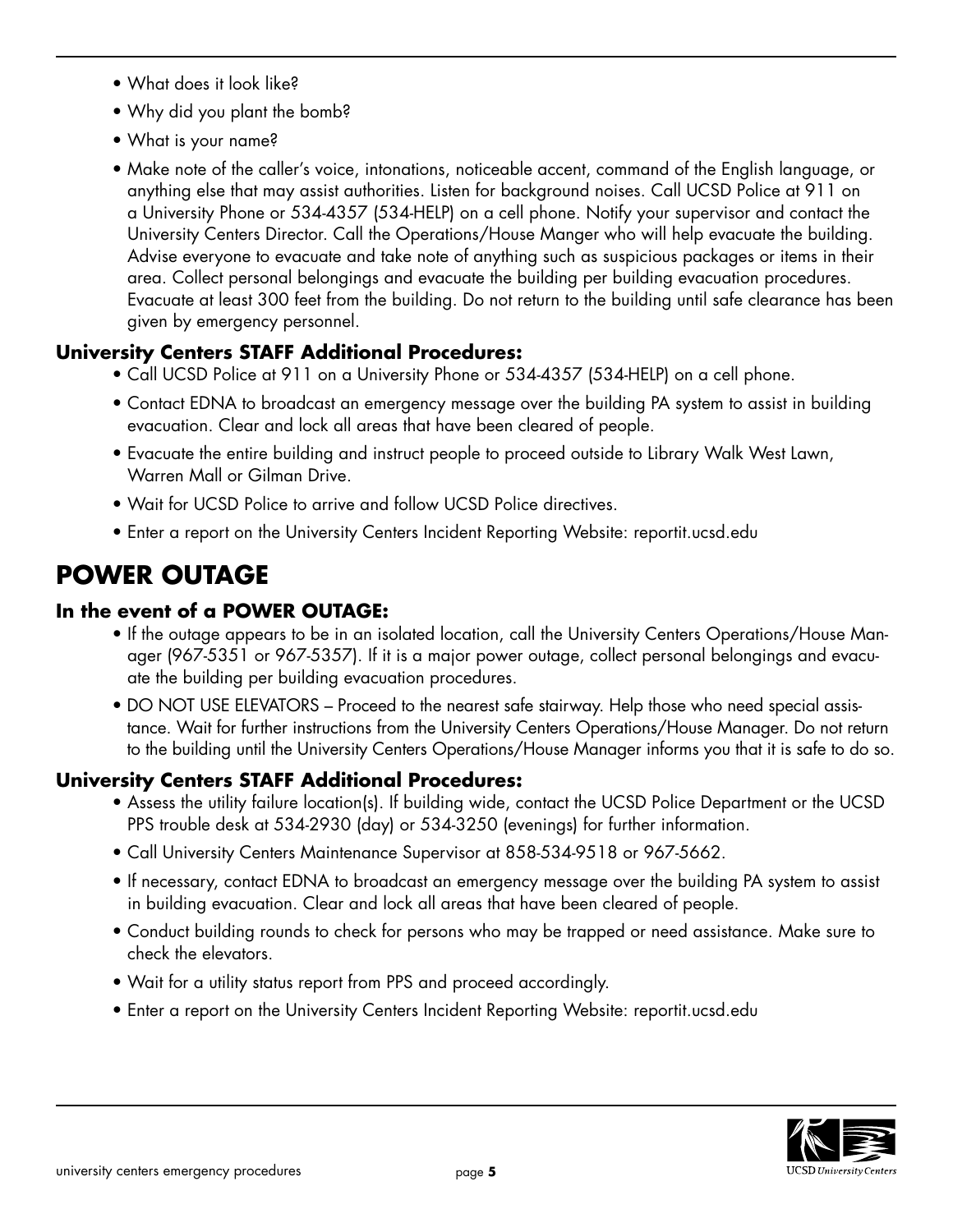- What does it look like?
- Why did you plant the bomb?
- What is your name?
- Make note of the caller's voice, intonations, noticeable accent, command of the English language, or anything else that may assist authorities. Listen for background noises. Call UCSD Police at 911 on a University Phone or 534-4357 (534-HELP) on a cell phone. Notify your supervisor and contact the University Centers Director. Call the Operations/House Manger who will help evacuate the building. Advise everyone to evacuate and take note of anything such as suspicious packages or items in their area. Collect personal belongings and evacuate the building per building evacuation procedures. Evacuate at least 300 feet from the building. Do not return to the building until safe clearance has been given by emergency personnel.

### University Centers STAFF Additional Procedures:

- Call UCSD Police at 911 on a University Phone or 534-4357 (534-HELP) on a cell phone.
- Contact EDNA to broadcast an emergency message over the building PA system to assist in building evacuation. Clear and lock all areas that have been cleared of people.
- Evacuate the entire building and instruct people to proceed outside to Library Walk West Lawn, Warren Mall or Gilman Drive.
- Wait for UCSD Police to arrive and follow UCSD Police directives.
- Enter a report on the University Centers Incident Reporting Website: reportit.ucsd.edu

## POWER OUTAGE

### In the event of a POWER OUTAGE:

- If the outage appears to be in an isolated location, call the University Centers Operations/House Manager (967-5351 or 967-5357). If it is a major power outage, collect personal belongings and evacuate the building per building evacuation procedures.
- DO NOT USE ELEVATORS – Proceed to the nearest safe stairway. Help those who need special assistance. Wait for further instructions from the University Centers Operations/House Manager. Do not return to the building until the University Centers Operations/House Manager informs you that it is safe to do so.

### University Centers STAFF Additional Procedures:

- Assess the utility failure location(s). If building wide, contact the UCSD Police Department or the UCSD PPS trouble desk at 534-2930 (day) or 534-3250 (evenings) for further information.
- Call University Centers Maintenance Supervisor at 858-534-9518 or 967-5662.
- If necessary, contact EDNA to broadcast an emergency message over the building PA system to assist in building evacuation. Clear and lock all areas that have been cleared of people.
- Conduct building rounds to check for persons who may be trapped or need assistance. Make sure to check the elevators.
- Wait for a utility status report from PPS and proceed accordingly.
- Enter a report on the University Centers Incident Reporting Website: reportit.ucsd.edu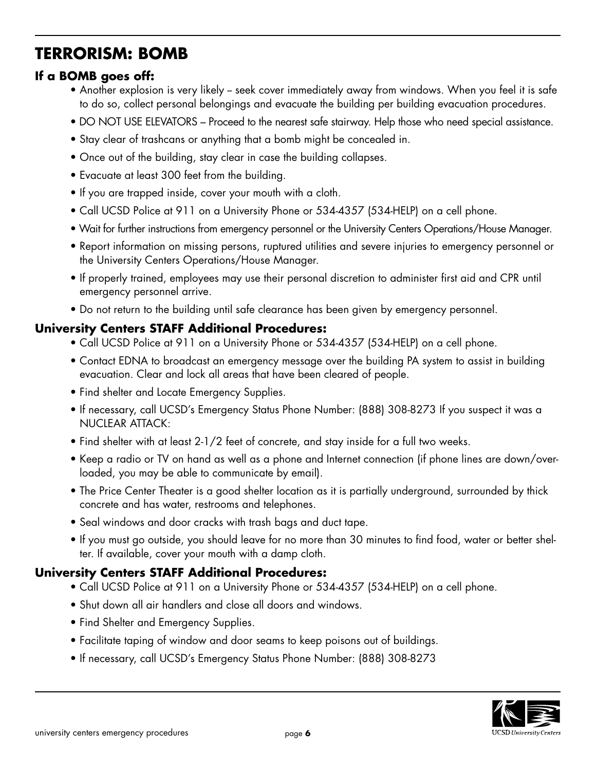## TERRORISM: BOMB

### If a BOMB goes off:

- Another explosion is very likely – seek cover immediately away from windows. When you feel it is safe to do so, collect personal belongings and evacuate the building per building evacuation procedures.
- DO NOT USE ELEVATORS – Proceed to the nearest safe stairway. Help those who need special assistance.
- Stay clear of trashcans or anything that a bomb might be concealed in.
- Once out of the building, stay clear in case the building collapses.
- Evacuate at least 300 feet from the building.
- If you are trapped inside, cover your mouth with a cloth.
- Call UCSD Police at 911 on a University Phone or 534-4357 (534-HELP) on a cell phone.
- Wait for further instructions from emergency personnel or the University Centers Operations/House Manager.
- Report information on missing persons, ruptured utilities and severe injuries to emergency personnel or the University Centers Operations/House Manager.
- If properly trained, employees may use their personal discretion to administer first aid and CPR until emergency personnel arrive.
- Do not return to the building until safe clearance has been given by emergency personnel.

### University Centers STAFF Additional Procedures:

- Call UCSD Police at 911 on a University Phone or 534-4357 (534-HELP) on a cell phone.
- Contact EDNA to broadcast an emergency message over the building PA system to assist in building evacuation. Clear and lock all areas that have been cleared of people.
- Find shelter and Locate Emergency Supplies.
- If necessary, call UCSD's Emergency Status Phone Number: (888) 308-8273 If you suspect it was a NUCLEAR ATTACK:
- Find shelter with at least 2-1/2 feet of concrete, and stay inside for a full two weeks.
- Keep a radio or TV on hand as well as a phone and Internet connection (if phone lines are down/overloaded, you may be able to communicate by email).
- The Price Center Theater is a good shelter location as it is partially underground, surrounded by thick concrete and has water, restrooms and telephones.
- Seal windows and door cracks with trash bags and duct tape.
- If you must go outside, you should leave for no more than 30 minutes to find food, water or better shelter. If available, cover your mouth with a damp cloth.

### University Centers STAFF Additional Procedures:

- Call UCSD Police at 911 on a University Phone or 534-4357 (534-HELP) on a cell phone.
- Shut down all air handlers and close all doors and windows.
- Find Shelter and Emergency Supplies.
- Facilitate taping of window and door seams to keep poisons out of buildings.
- If necessary, call UCSD's Emergency Status Phone Number: (888) 308-8273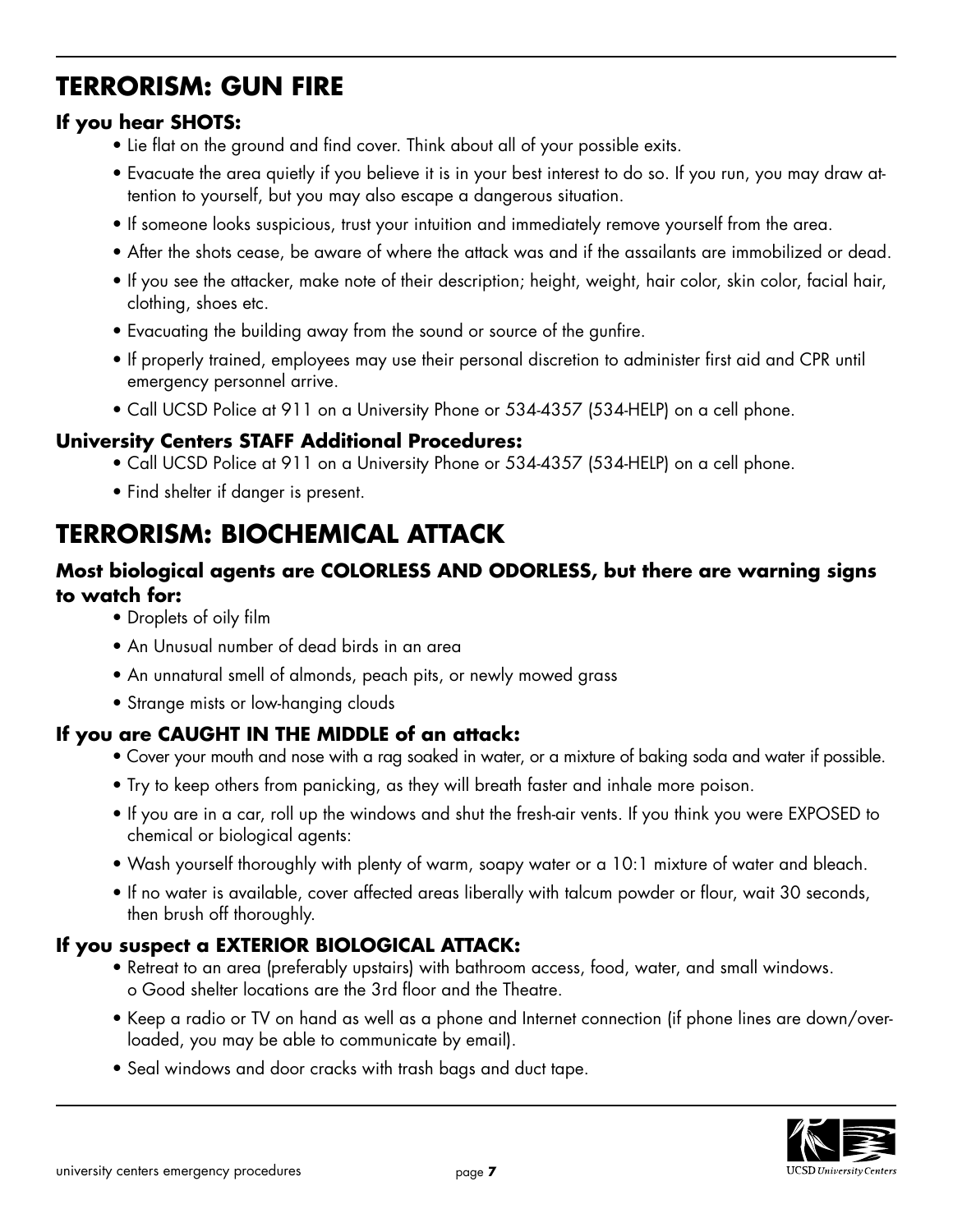## TERRORISM: GUN FIRE

### If you hear SHOTS:

- Lie flat on the ground and find cover. Think about all of your possible exits.
- Evacuate the area quietly if you believe it is in your best interest to do so. If you run, you may draw attention to yourself, but you may also escape a dangerous situation.
- If someone looks suspicious, trust your intuition and immediately remove yourself from the area.
- After the shots cease, be aware of where the attack was and if the assailants are immobilized or dead.
- If you see the attacker, make note of their description; height, weight, hair color, skin color, facial hair, clothing, shoes etc.
- Evacuating the building away from the sound or source of the gunfire.
- If properly trained, employees may use their personal discretion to administer first aid and CPR until emergency personnel arrive.
- Call UCSD Police at 911 on a University Phone or 534-4357 (534-HELP) on a cell phone.

### University Centers STAFF Additional Procedures:

- Call UCSD Police at 911 on a University Phone or 534-4357 (534-HELP) on a cell phone.
- Find shelter if danger is present.

## TERRORISM: BIOCHEMICAL ATTACK

### Most biological agents are COLORLESS AND ODORLESS, but there are warning signs to watch for:

- Droplets of oily film
- An Unusual number of dead birds in an area
- An unnatural smell of almonds, peach pits, or newly mowed grass
- Strange mists or low-hanging clouds

### If you are CAUGHT IN THE MIDDLE of an attack:

- Cover your mouth and nose with a rag soaked in water, or a mixture of baking soda and water if possible.
- Try to keep others from panicking, as they will breath faster and inhale more poison.
- If you are in a car, roll up the windows and shut the fresh-air vents. If you think you were EXPOSED to chemical or biological agents:
- Wash yourself thoroughly with plenty of warm, soapy water or a 10:1 mixture of water and bleach.
- If no water is available, cover affected areas liberally with talcum powder or flour, wait 30 seconds, then brush off thoroughly.

### If you suspect a EXTERIOR BIOLOGICAL ATTACK:

- Retreat to an area (preferably upstairs) with bathroom access, food, water, and small windows.
  - o Good shelter locations are the 3rd floor and the Theatre.
- Keep a radio or TV on hand as well as a phone and Internet connection (if phone lines are down/overloaded, you may be able to communicate by email).
- Seal windows and door cracks with trash bags and duct tape.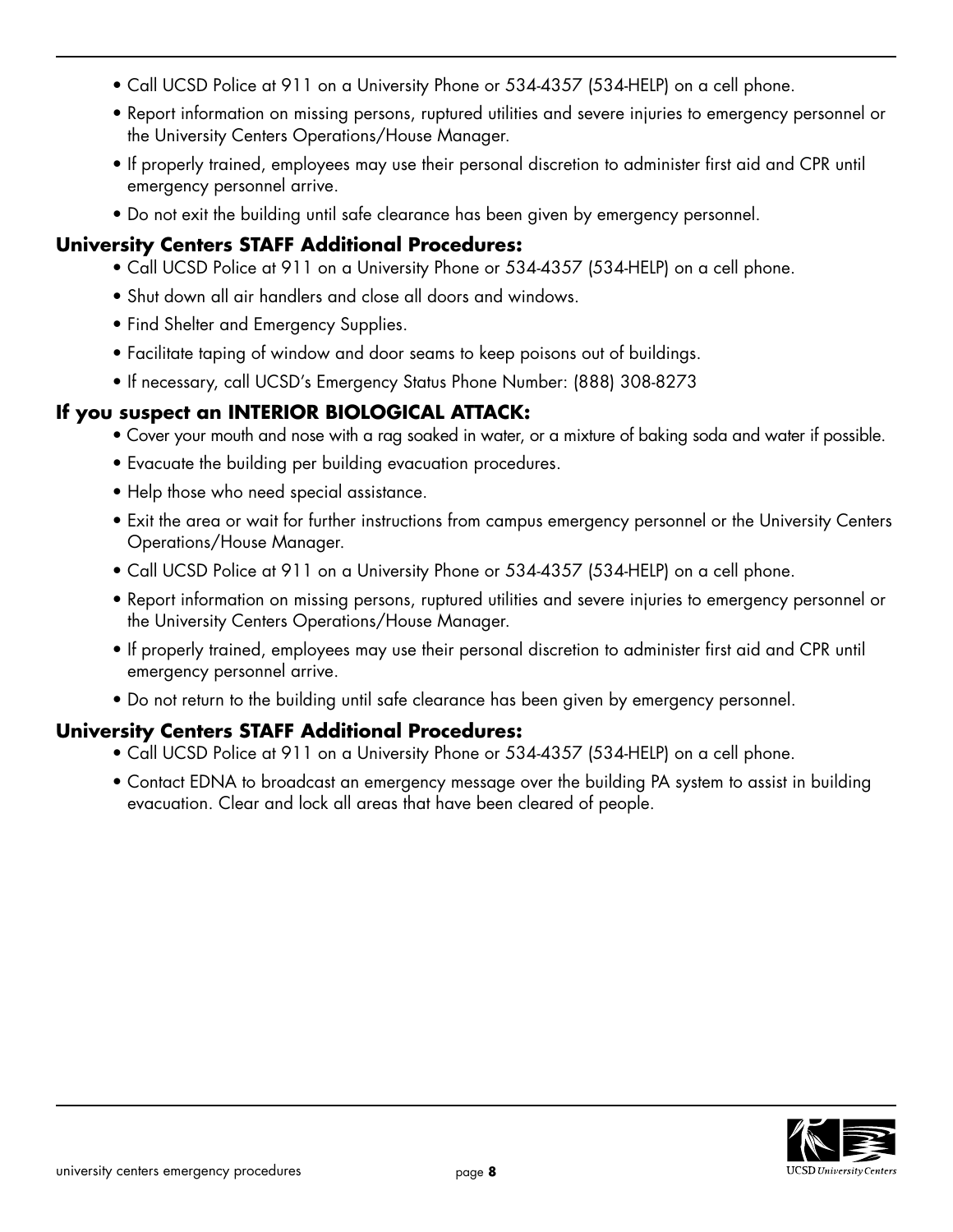- Call UCSD Police at 911 on a University Phone or 534-4357 (534-HELP) on a cell phone.
- Report information on missing persons, ruptured utilities and severe injuries to emergency personnel or the University Centers Operations/House Manager.
- If properly trained, employees may use their personal discretion to administer first aid and CPR until emergency personnel arrive.
- Do not exit the building until safe clearance has been given by emergency personnel.

**University Centers STAFF Additional Procedures:**

- Call UCSD Police at 911 on a University Phone or 534-4357 (534-HELP) on a cell phone.
- Shut down all air handlers and close all doors and windows.
- Find Shelter and Emergency Supplies.
- Facilitate taping of window and door seams to keep poisons out of buildings.
- If necessary, call UCSD's Emergency Status Phone Number: (888) 308-8273

**If you suspect an INTERIOR BIOLOGICAL ATTACK:**

- Cover your mouth and nose with a rag soaked in water, or a mixture of baking soda and water if possible.
- Evacuate the building per building evacuation procedures.
- Help those who need special assistance.
- Exit the area or wait for further instructions from campus emergency personnel or the University Centers Operations/House Manager.
- Call UCSD Police at 911 on a University Phone or 534-4357 (534-HELP) on a cell phone.
- Report information on missing persons, ruptured utilities and severe injuries to emergency personnel or the University Centers Operations/House Manager.
- If properly trained, employees may use their personal discretion to administer first aid and CPR until emergency personnel arrive.
- Do not return to the building until safe clearance has been given by emergency personnel.

**University Centers STAFF Additional Procedures:**

- Call UCSD Police at 911 on a University Phone or 534-4357 (534-HELP) on a cell phone.
- Contact EDNA to broadcast an emergency message over the building PA system to assist in building evacuation. Clear and lock all areas that have been cleared of people.